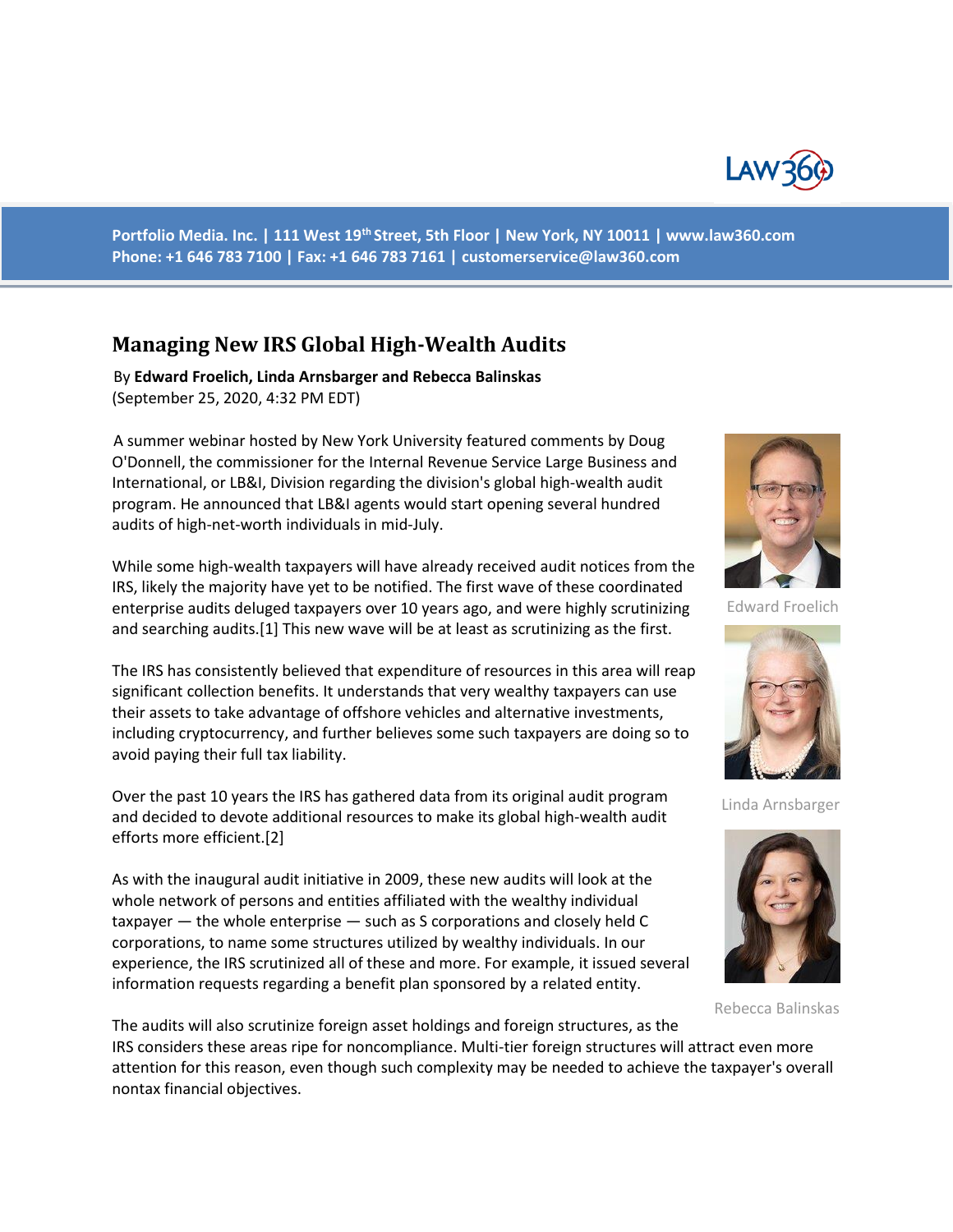Portfolio Media. Inc. | 111 West 19th Street, 5th Floor | New York, NY 10011 | www.law360.com
Phone: +1 646 783 7100 | Fax: +1 646 783 7161 | customerservice@law360.com

# Managing New IRS Global High-Wealth Audits

By **Edward Froelich, Linda Arnsbarger and Rebecca Balinskas**
(September 25, 2020, 4:32 PM EDT)

A summer webinar hosted by New York University featured comments by Doug O'Donnell, the commissioner for the Internal Revenue Service Large Business and International, or LB&I, Division regarding the division's global high-wealth audit program. He announced that LB&I agents would start opening several hundred audits of high-net-worth individuals in mid-July.

Edward Froelich

While some high-wealth taxpayers will have already received audit notices from the IRS, likely the majority have yet to be notified. The first wave of these coordinated enterprise audits deluged taxpayers over 10 years ago, and were highly scrutinizing and searching audits.[1] This new wave will be at least as scrutinizing as the first.

Linda Arnsbarger

The IRS has consistently believed that expenditure of resources in this area will reap significant collection benefits. It understands that very wealthy taxpayers can use their assets to take advantage of offshore vehicles and alternative investments, including cryptocurrency, and further believes some such taxpayers are doing so to avoid paying their full tax liability.

Rebecca Balinskas

Over the past 10 years the IRS has gathered data from its original audit program and decided to devote additional resources to make its global high-wealth audit efforts more efficient.[2]

As with the inaugural audit initiative in 2009, these new audits will look at the whole network of persons and entities affiliated with the wealthy individual taxpayer — the whole enterprise — such as S corporations and closely held C corporations, to name some structures utilized by wealthy individuals. In our experience, the IRS scrutinized all of these and more. For example, it issued several information requests regarding a benefit plan sponsored by a related entity.

The audits will also scrutinize foreign asset holdings and foreign structures, as the IRS considers these areas ripe for noncompliance. Multi-tier foreign structures will attract even more attention for this reason, even though such complexity may be needed to achieve the taxpayer's overall nontax financial objectives.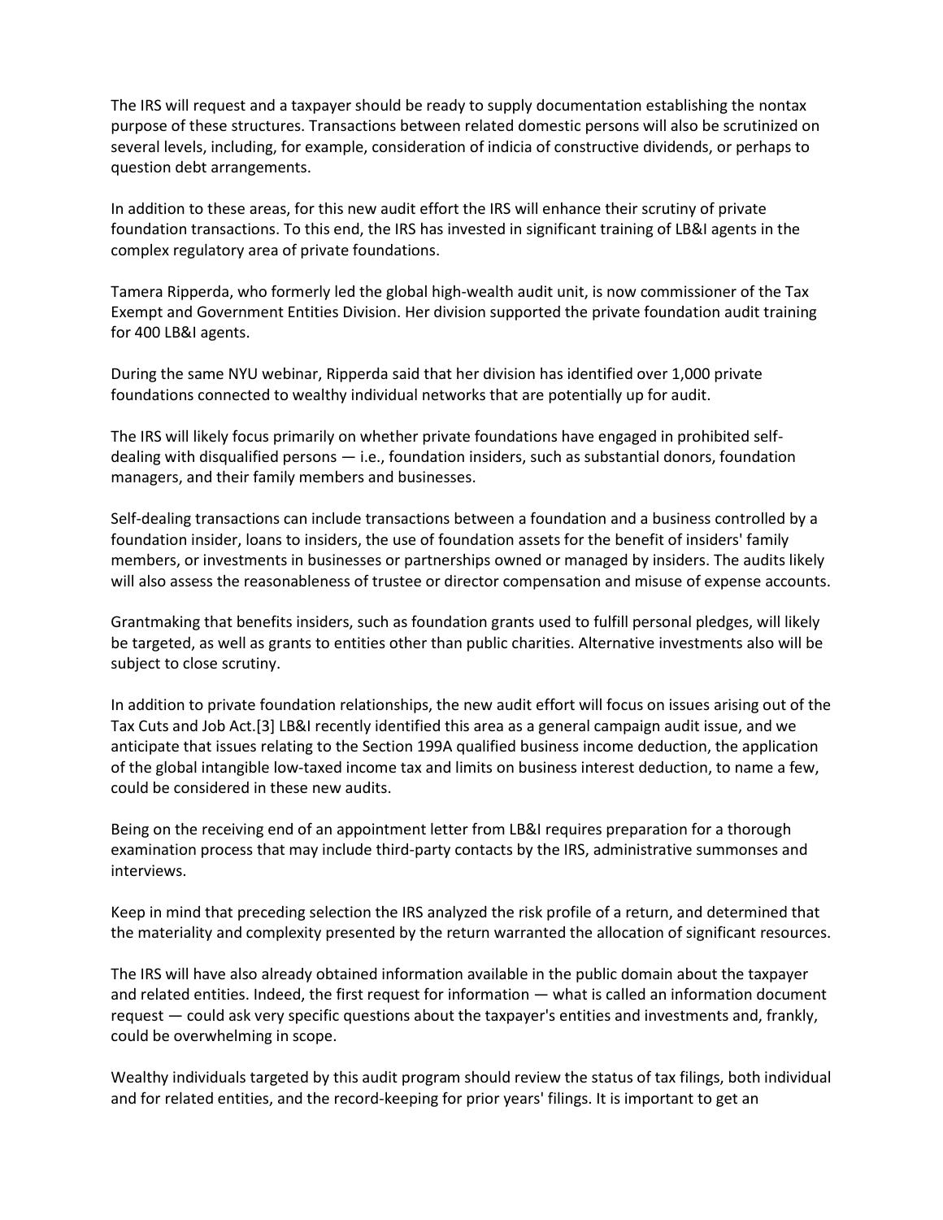The IRS will request and a taxpayer should be ready to supply documentation establishing the nontax purpose of these structures. Transactions between related domestic persons will also be scrutinized on several levels, including, for example, consideration of indicia of constructive dividends, or perhaps to question debt arrangements.

In addition to these areas, for this new audit effort the IRS will enhance their scrutiny of private foundation transactions. To this end, the IRS has invested in significant training of LB&I agents in the complex regulatory area of private foundations.

Tamera Ripperda, who formerly led the global high-wealth audit unit, is now commissioner of the Tax Exempt and Government Entities Division. Her division supported the private foundation audit training for 400 LB&I agents.

During the same NYU webinar, Ripperda said that her division has identified over 1,000 private foundations connected to wealthy individual networks that are potentially up for audit.

The IRS will likely focus primarily on whether private foundations have engaged in prohibited self-dealing with disqualified persons — i.e., foundation insiders, such as substantial donors, foundation managers, and their family members and businesses.

Self-dealing transactions can include transactions between a foundation and a business controlled by a foundation insider, loans to insiders, the use of foundation assets for the benefit of insiders' family members, or investments in businesses or partnerships owned or managed by insiders. The audits likely will also assess the reasonableness of trustee or director compensation and misuse of expense accounts.

Grantmaking that benefits insiders, such as foundation grants used to fulfill personal pledges, will likely be targeted, as well as grants to entities other than public charities. Alternative investments also will be subject to close scrutiny.

In addition to private foundation relationships, the new audit effort will focus on issues arising out of the Tax Cuts and Job Act.[3] LB&I recently identified this area as a general campaign audit issue, and we anticipate that issues relating to the Section 199A qualified business income deduction, the application of the global intangible low-taxed income tax and limits on business interest deduction, to name a few, could be considered in these new audits.

Being on the receiving end of an appointment letter from LB&I requires preparation for a thorough examination process that may include third-party contacts by the IRS, administrative summonses and interviews.

Keep in mind that preceding selection the IRS analyzed the risk profile of a return, and determined that the materiality and complexity presented by the return warranted the allocation of significant resources.

The IRS will have also already obtained information available in the public domain about the taxpayer and related entities. Indeed, the first request for information — what is called an information document request — could ask very specific questions about the taxpayer's entities and investments and, frankly, could be overwhelming in scope.

Wealthy individuals targeted by this audit program should review the status of tax filings, both individual and for related entities, and the record-keeping for prior years' filings. It is important to get an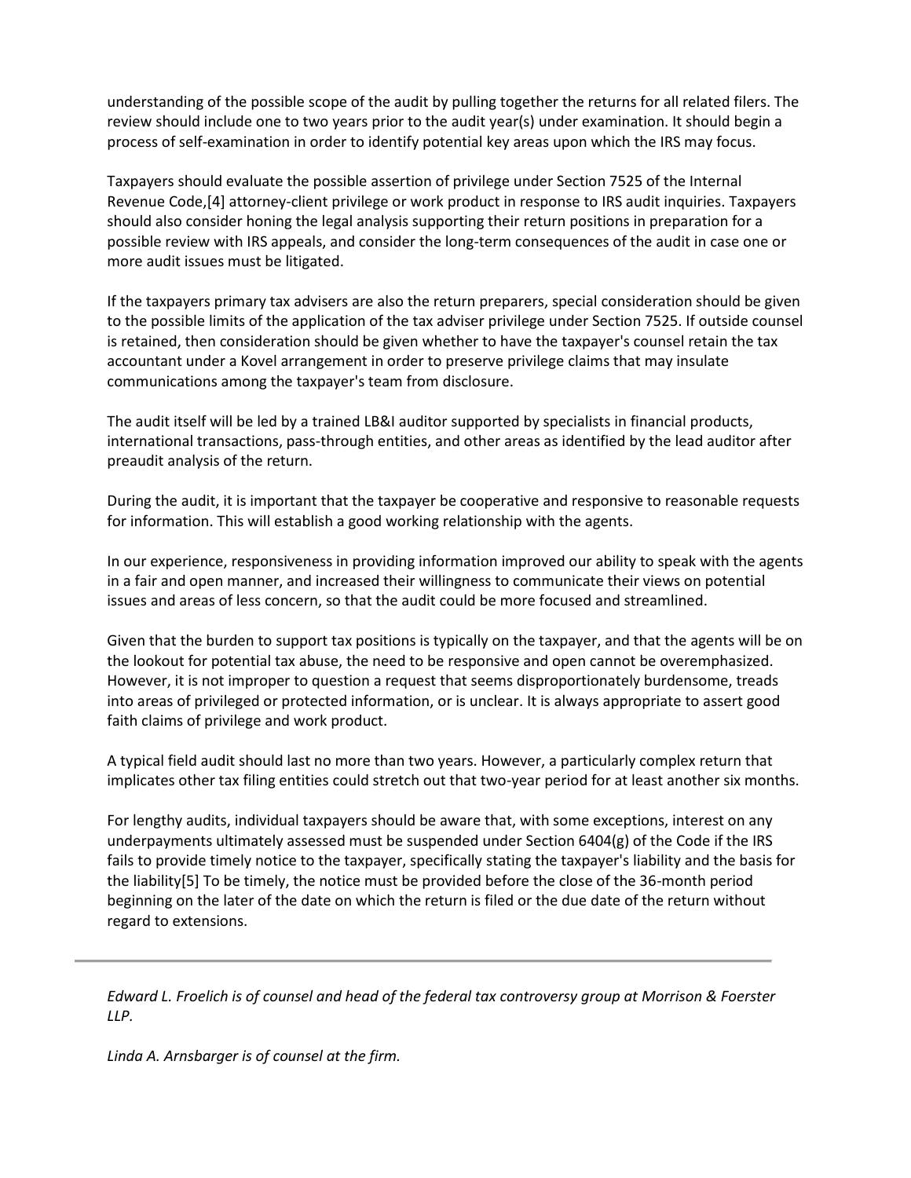understanding of the possible scope of the audit by pulling together the returns for all related filers. The review should include one to two years prior to the audit year(s) under examination. It should begin a process of self-examination in order to identify potential key areas upon which the IRS may focus.

Taxpayers should evaluate the possible assertion of privilege under Section 7525 of the Internal Revenue Code,[4] attorney-client privilege or work product in response to IRS audit inquiries. Taxpayers should also consider honing the legal analysis supporting their return positions in preparation for a possible review with IRS appeals, and consider the long-term consequences of the audit in case one or more audit issues must be litigated.

If the taxpayers primary tax advisers are also the return preparers, special consideration should be given to the possible limits of the application of the tax adviser privilege under Section 7525. If outside counsel is retained, then consideration should be given whether to have the taxpayer's counsel retain the tax accountant under a Kovel arrangement in order to preserve privilege claims that may insulate communications among the taxpayer's team from disclosure.

The audit itself will be led by a trained LB&I auditor supported by specialists in financial products, international transactions, pass-through entities, and other areas as identified by the lead auditor after preaudit analysis of the return.

During the audit, it is important that the taxpayer be cooperative and responsive to reasonable requests for information. This will establish a good working relationship with the agents.

In our experience, responsiveness in providing information improved our ability to speak with the agents in a fair and open manner, and increased their willingness to communicate their views on potential issues and areas of less concern, so that the audit could be more focused and streamlined.

Given that the burden to support tax positions is typically on the taxpayer, and that the agents will be on the lookout for potential tax abuse, the need to be responsive and open cannot be overemphasized. However, it is not improper to question a request that seems disproportionately burdensome, treads into areas of privileged or protected information, or is unclear. It is always appropriate to assert good faith claims of privilege and work product.

A typical field audit should last no more than two years. However, a particularly complex return that implicates other tax filing entities could stretch out that two-year period for at least another six months.

For lengthy audits, individual taxpayers should be aware that, with some exceptions, interest on any underpayments ultimately assessed must be suspended under Section 6404(g) of the Code if the IRS fails to provide timely notice to the taxpayer, specifically stating the taxpayer's liability and the basis for the liability[5] To be timely, the notice must be provided before the close of the 36-month period beginning on the later of the date on which the return is filed or the due date of the return without regard to extensions.

---

*Edward L. Froelich is of counsel and head of the federal tax controversy group at Morrison & Foerster LLP.*

*Linda A. Arnsbarger is of counsel at the firm.*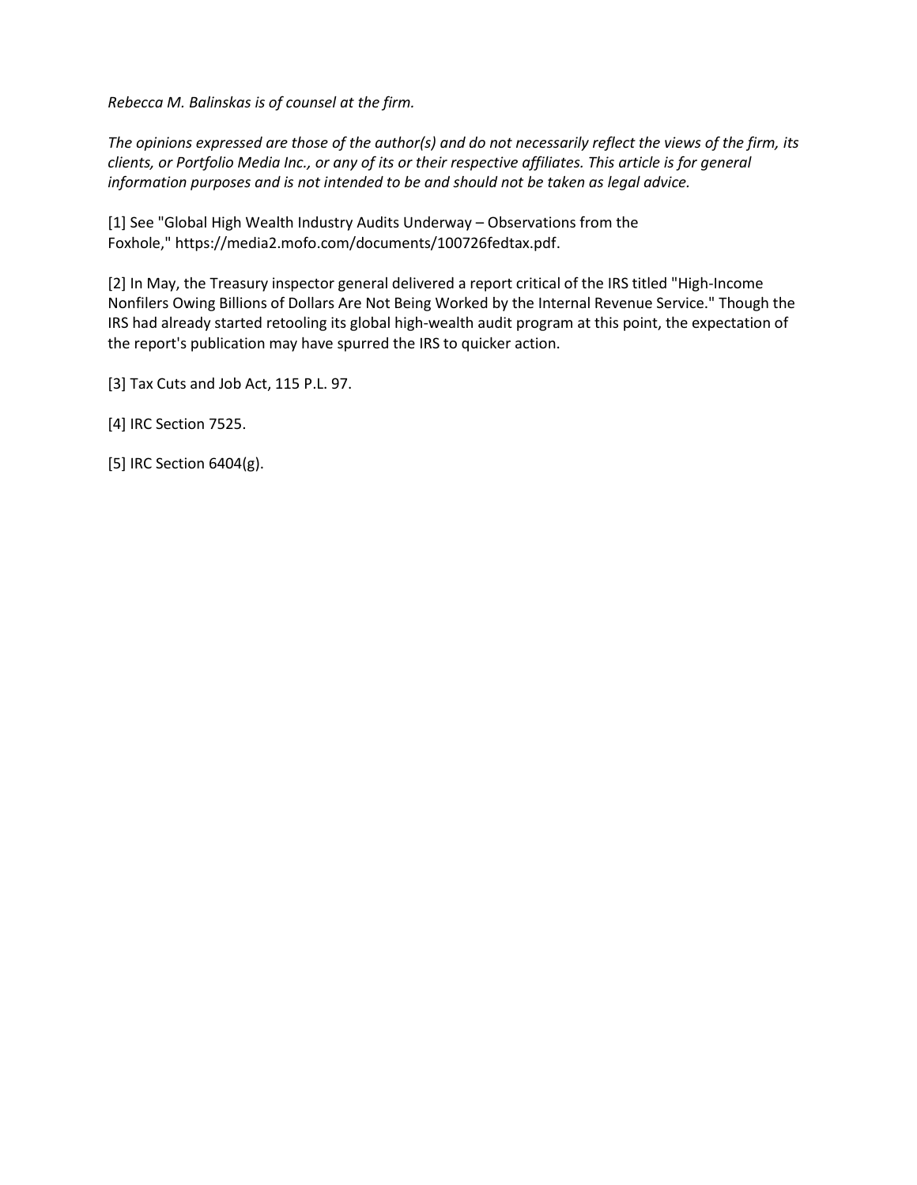*Rebecca M. Balinskas is of counsel at the firm.*

*The opinions expressed are those of the author(s) and do not necessarily reflect the views of the firm, its clients, or Portfolio Media Inc., or any of its or their respective affiliates. This article is for general information purposes and is not intended to be and should not be taken as legal advice.*

[1] See "Global High Wealth Industry Audits Underway – Observations from the Foxhole," https://media2.mofo.com/documents/100726fedtax.pdf.

[2] In May, the Treasury inspector general delivered a report critical of the IRS titled "High-Income Nonfilers Owing Billions of Dollars Are Not Being Worked by the Internal Revenue Service." Though the IRS had already started retooling its global high-wealth audit program at this point, the expectation of the report's publication may have spurred the IRS to quicker action.

[3] Tax Cuts and Job Act, 115 P.L. 97.

[4] IRC Section 7525.

[5] IRC Section 6404(g).